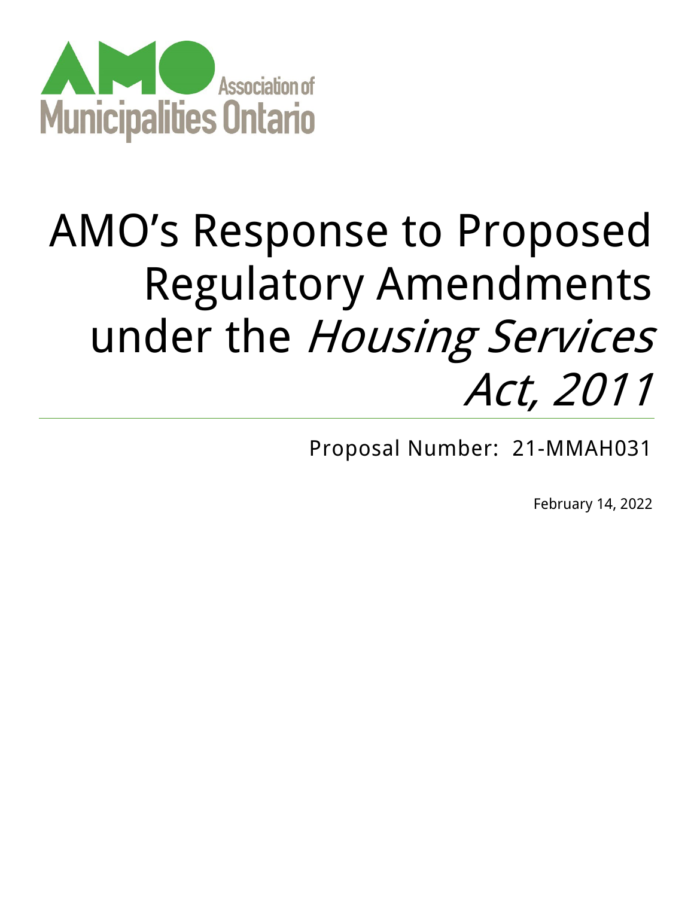Association of Municipalities Ontario

# AMO's Response to Proposed Regulatory Amendments under the *Housing Services Act, 2011*

Proposal Number: 21-MMAH031

February 14, 2022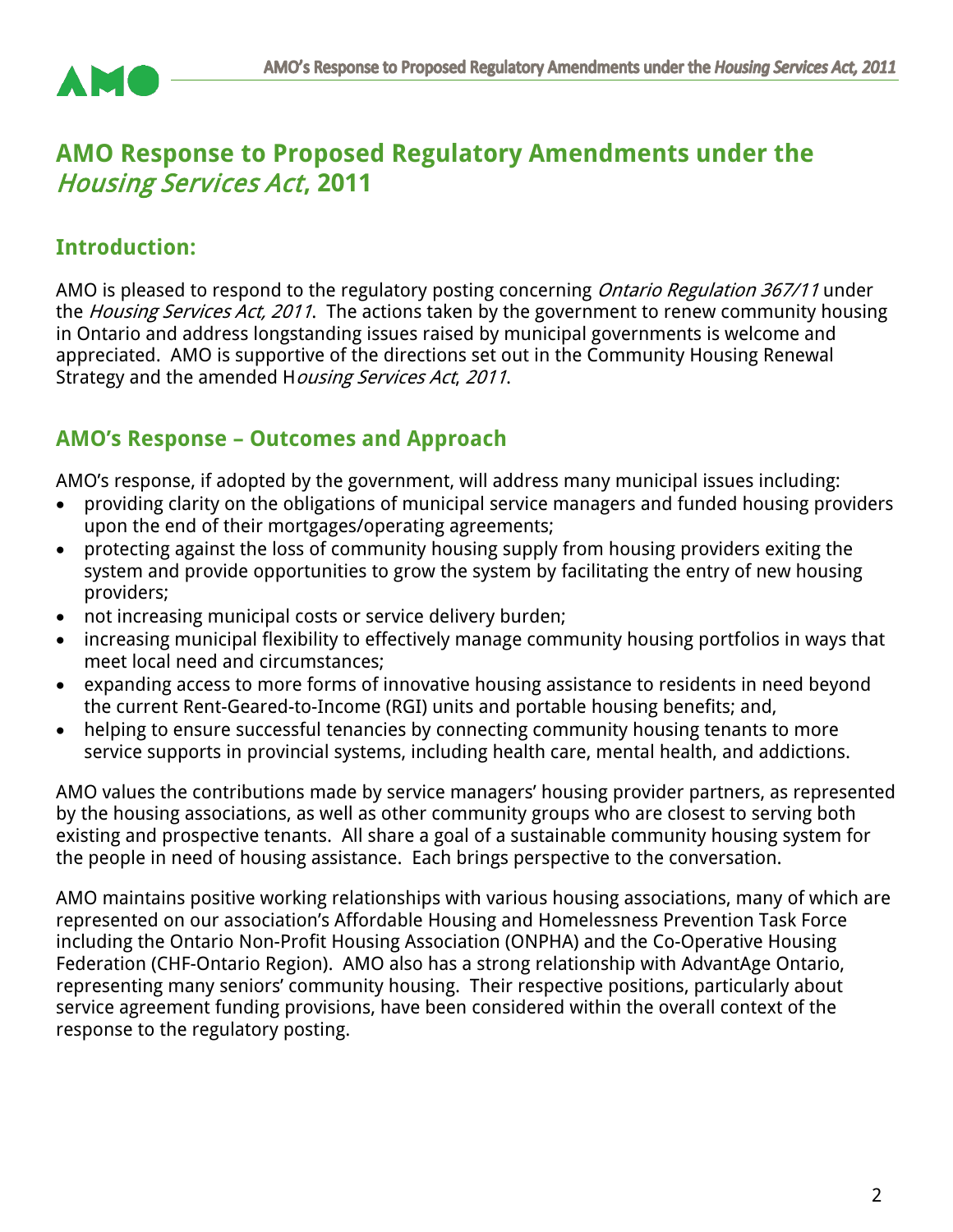# AMO Response to Proposed Regulatory Amendments under the *Housing Services Act*, 2011

## Introduction:

AMO is pleased to respond to the regulatory posting concerning *Ontario Regulation 367/11* under the *Housing Services Act, 2011*. The actions taken by the government to renew community housing in Ontario and address longstanding issues raised by municipal governments is welcome and appreciated. AMO is supportive of the directions set out in the Community Housing Renewal Strategy and the amended H*ousing Services Act*, *2011*.

## AMO's Response – Outcomes and Approach

AMO's response, if adopted by the government, will address many municipal issues including:

- providing clarity on the obligations of municipal service managers and funded housing providers upon the end of their mortgages/operating agreements;
- protecting against the loss of community housing supply from housing providers exiting the system and provide opportunities to grow the system by facilitating the entry of new housing providers;
- not increasing municipal costs or service delivery burden;
- increasing municipal flexibility to effectively manage community housing portfolios in ways that meet local need and circumstances;
- expanding access to more forms of innovative housing assistance to residents in need beyond the current Rent-Geared-to-Income (RGI) units and portable housing benefits; and,
- helping to ensure successful tenancies by connecting community housing tenants to more service supports in provincial systems, including health care, mental health, and addictions.

AMO values the contributions made by service managers' housing provider partners, as represented by the housing associations, as well as other community groups who are closest to serving both existing and prospective tenants. All share a goal of a sustainable community housing system for the people in need of housing assistance. Each brings perspective to the conversation.

AMO maintains positive working relationships with various housing associations, many of which are represented on our association's Affordable Housing and Homelessness Prevention Task Force including the Ontario Non-Profit Housing Association (ONPHA) and the Co-Operative Housing Federation (CHF-Ontario Region). AMO also has a strong relationship with AdvantAge Ontario, representing many seniors' community housing. Their respective positions, particularly about service agreement funding provisions, have been considered within the overall context of the response to the regulatory posting.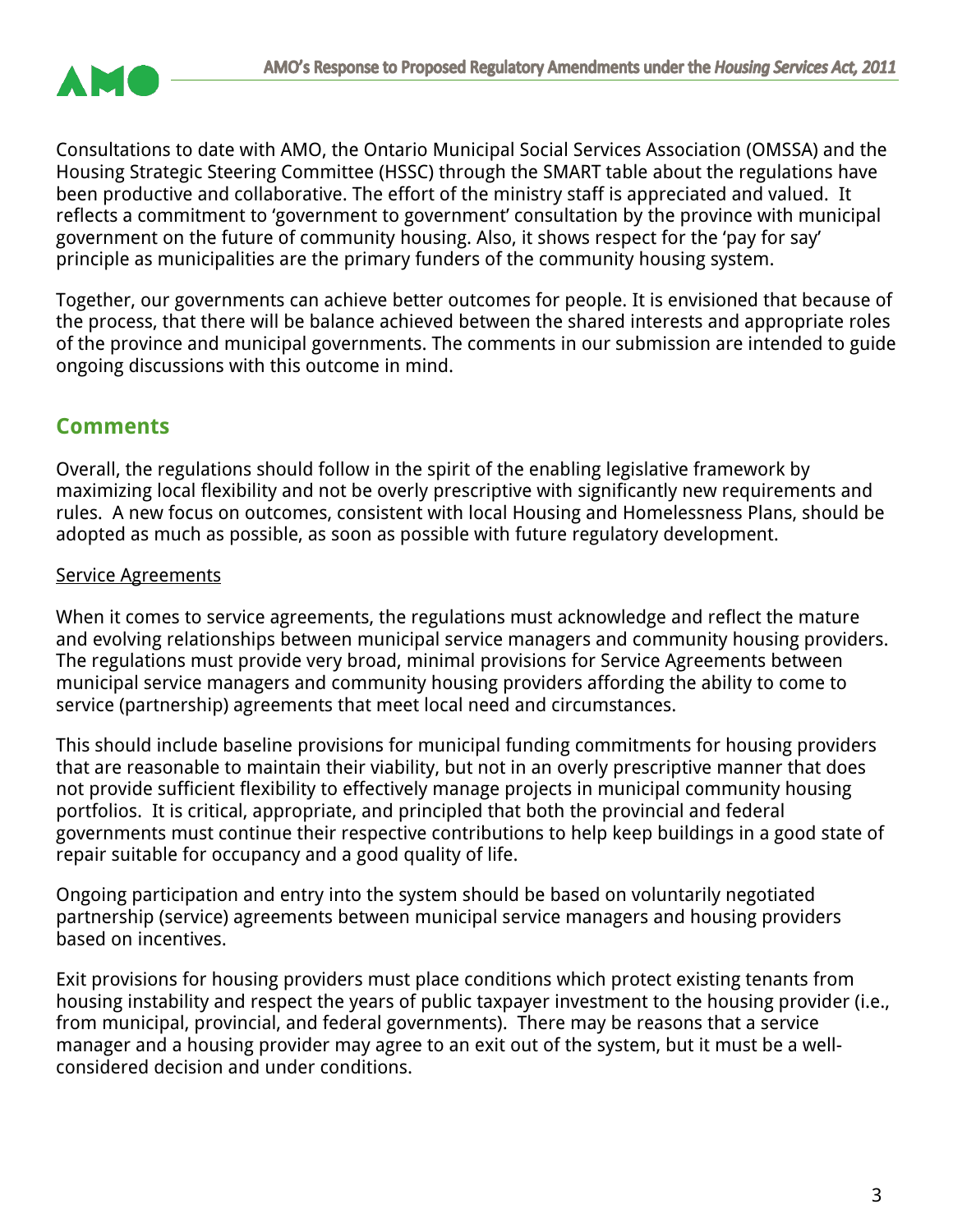Consultations to date with AMO, the Ontario Municipal Social Services Association (OMSSA) and the Housing Strategic Steering Committee (HSSC) through the SMART table about the regulations have been productive and collaborative. The effort of the ministry staff is appreciated and valued. It reflects a commitment to 'government to government' consultation by the province with municipal government on the future of community housing. Also, it shows respect for the 'pay for say' principle as municipalities are the primary funders of the community housing system.

Together, our governments can achieve better outcomes for people. It is envisioned that because of the process, that there will be balance achieved between the shared interests and appropriate roles of the province and municipal governments. The comments in our submission are intended to guide ongoing discussions with this outcome in mind.

## Comments

Overall, the regulations should follow in the spirit of the enabling legislative framework by maximizing local flexibility and not be overly prescriptive with significantly new requirements and rules. A new focus on outcomes, consistent with local Housing and Homelessness Plans, should be adopted as much as possible, as soon as possible with future regulatory development.

### Service Agreements

When it comes to service agreements, the regulations must acknowledge and reflect the mature and evolving relationships between municipal service managers and community housing providers. The regulations must provide very broad, minimal provisions for Service Agreements between municipal service managers and community housing providers affording the ability to come to service (partnership) agreements that meet local need and circumstances.

This should include baseline provisions for municipal funding commitments for housing providers that are reasonable to maintain their viability, but not in an overly prescriptive manner that does not provide sufficient flexibility to effectively manage projects in municipal community housing portfolios. It is critical, appropriate, and principled that both the provincial and federal governments must continue their respective contributions to help keep buildings in a good state of repair suitable for occupancy and a good quality of life.

Ongoing participation and entry into the system should be based on voluntarily negotiated partnership (service) agreements between municipal service managers and housing providers based on incentives.

Exit provisions for housing providers must place conditions which protect existing tenants from housing instability and respect the years of public taxpayer investment to the housing provider (i.e., from municipal, provincial, and federal governments). There may be reasons that a service manager and a housing provider may agree to an exit out of the system, but it must be a well-considered decision and under conditions.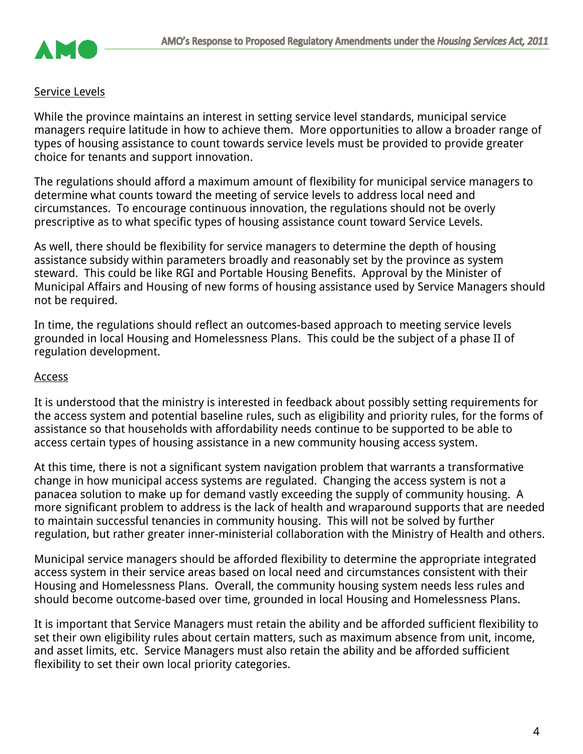<u>Service Levels</u>

While the province maintains an interest in setting service level standards, municipal service managers require latitude in how to achieve them. More opportunities to allow a broader range of types of housing assistance to count towards service levels must be provided to provide greater choice for tenants and support innovation.

The regulations should afford a maximum amount of flexibility for municipal service managers to determine what counts toward the meeting of service levels to address local need and circumstances. To encourage continuous innovation, the regulations should not be overly prescriptive as to what specific types of housing assistance count toward Service Levels.

As well, there should be flexibility for service managers to determine the depth of housing assistance subsidy within parameters broadly and reasonably set by the province as system steward. This could be like RGI and Portable Housing Benefits. Approval by the Minister of Municipal Affairs and Housing of new forms of housing assistance used by Service Managers should not be required.

In time, the regulations should reflect an outcomes-based approach to meeting service levels grounded in local Housing and Homelessness Plans. This could be the subject of a phase II of regulation development.

<u>Access</u>

It is understood that the ministry is interested in feedback about possibly setting requirements for the access system and potential baseline rules, such as eligibility and priority rules, for the forms of assistance so that households with affordability needs continue to be supported to be able to access certain types of housing assistance in a new community housing access system.

At this time, there is not a significant system navigation problem that warrants a transformative change in how municipal access systems are regulated. Changing the access system is not a panacea solution to make up for demand vastly exceeding the supply of community housing. A more significant problem to address is the lack of health and wraparound supports that are needed to maintain successful tenancies in community housing. This will not be solved by further regulation, but rather greater inner-ministerial collaboration with the Ministry of Health and others.

Municipal service managers should be afforded flexibility to determine the appropriate integrated access system in their service areas based on local need and circumstances consistent with their Housing and Homelessness Plans. Overall, the community housing system needs less rules and should become outcome-based over time, grounded in local Housing and Homelessness Plans.

It is important that Service Managers must retain the ability and be afforded sufficient flexibility to set their own eligibility rules about certain matters, such as maximum absence from unit, income, and asset limits, etc. Service Managers must also retain the ability and be afforded sufficient flexibility to set their own local priority categories.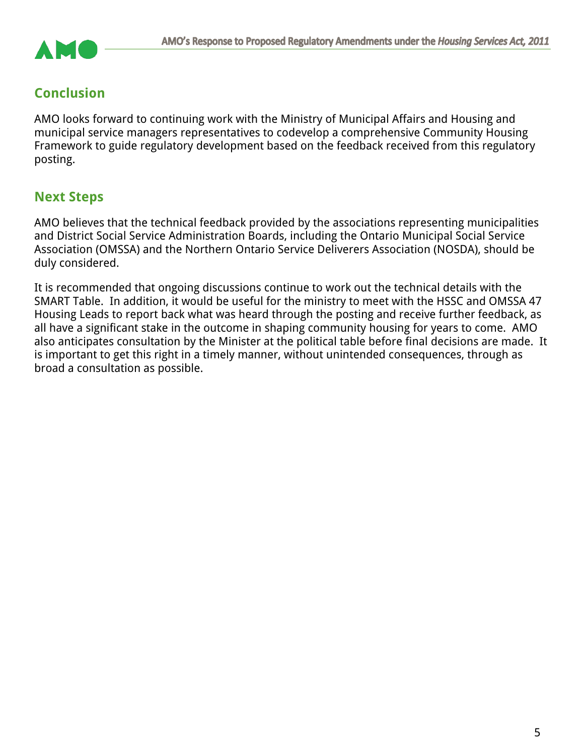## Conclusion

AMO looks forward to continuing work with the Ministry of Municipal Affairs and Housing and municipal service managers representatives to codevelop a comprehensive Community Housing Framework to guide regulatory development based on the feedback received from this regulatory posting.

## Next Steps

AMO believes that the technical feedback provided by the associations representing municipalities and District Social Service Administration Boards, including the Ontario Municipal Social Service Association (OMSSA) and the Northern Ontario Service Deliverers Association (NOSDA), should be duly considered.

It is recommended that ongoing discussions continue to work out the technical details with the SMART Table. In addition, it would be useful for the ministry to meet with the HSSC and OMSSA 47 Housing Leads to report back what was heard through the posting and receive further feedback, as all have a significant stake in the outcome in shaping community housing for years to come. AMO also anticipates consultation by the Minister at the political table before final decisions are made. It is important to get this right in a timely manner, without unintended consequences, through as broad a consultation as possible.